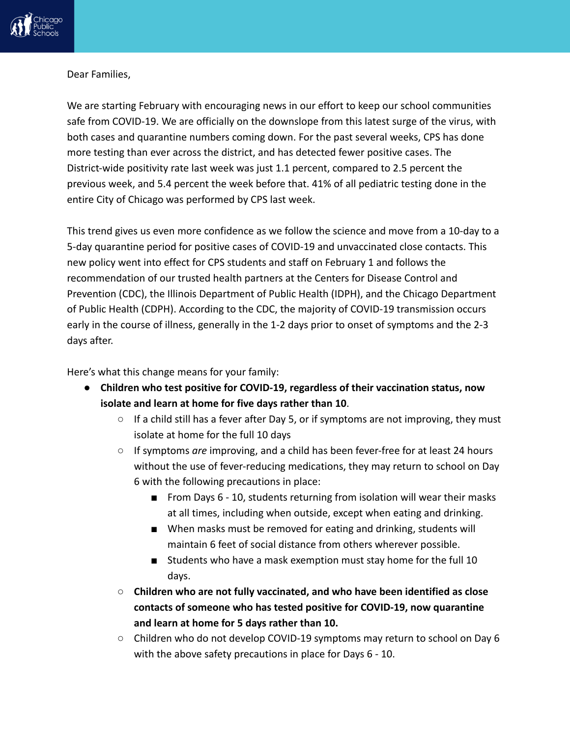Dear Families,

We are starting February with encouraging news in our effort to keep our school communities safe from COVID-19. We are officially on the downslope from this latest surge of the virus, with both cases and quarantine numbers coming down. For the past several weeks, CPS has done more testing than ever across the district, and has detected fewer positive cases. The District-wide positivity rate last week was just 1.1 percent, compared to 2.5 percent the previous week, and 5.4 percent the week before that. 41% of all pediatric testing done in the entire City of Chicago was performed by CPS last week.

This trend gives us even more confidence as we follow the science and move from a 10-day to a 5-day quarantine period for positive cases of COVID-19 and unvaccinated close contacts. This new policy went into effect for CPS students and staff on February 1 and follows the recommendation of our trusted health partners at the Centers for Disease Control and Prevention (CDC), the Illinois Department of Public Health (IDPH), and the Chicago Department of Public Health (CDPH). According to the CDC, the majority of COVID-19 transmission occurs early in the course of illness, generally in the 1-2 days prior to onset of symptoms and the 2-3 days after.

Here's what this change means for your family:

- **Children who test positive for COVID-19, regardless of their vaccination status, now isolate and learn at home for five days rather than 10**.
  - If a child still has a fever after Day 5, or if symptoms are not improving, they must isolate at home for the full 10 days
  - If symptoms *are* improving, and a child has been fever-free for at least 24 hours without the use of fever-reducing medications, they may return to school on Day 6 with the following precautions in place:
    - From Days 6 - 10, students returning from isolation will wear their masks at all times, including when outside, except when eating and drinking.
    - When masks must be removed for eating and drinking, students will maintain 6 feet of social distance from others wherever possible.
    - Students who have a mask exemption must stay home for the full 10 days.
  - **Children who are not fully vaccinated, and who have been identified as close contacts of someone who has tested positive for COVID-19, now quarantine and learn at home for 5 days rather than 10.**
  - Children who do not develop COVID-19 symptoms may return to school on Day 6 with the above safety precautions in place for Days 6 - 10.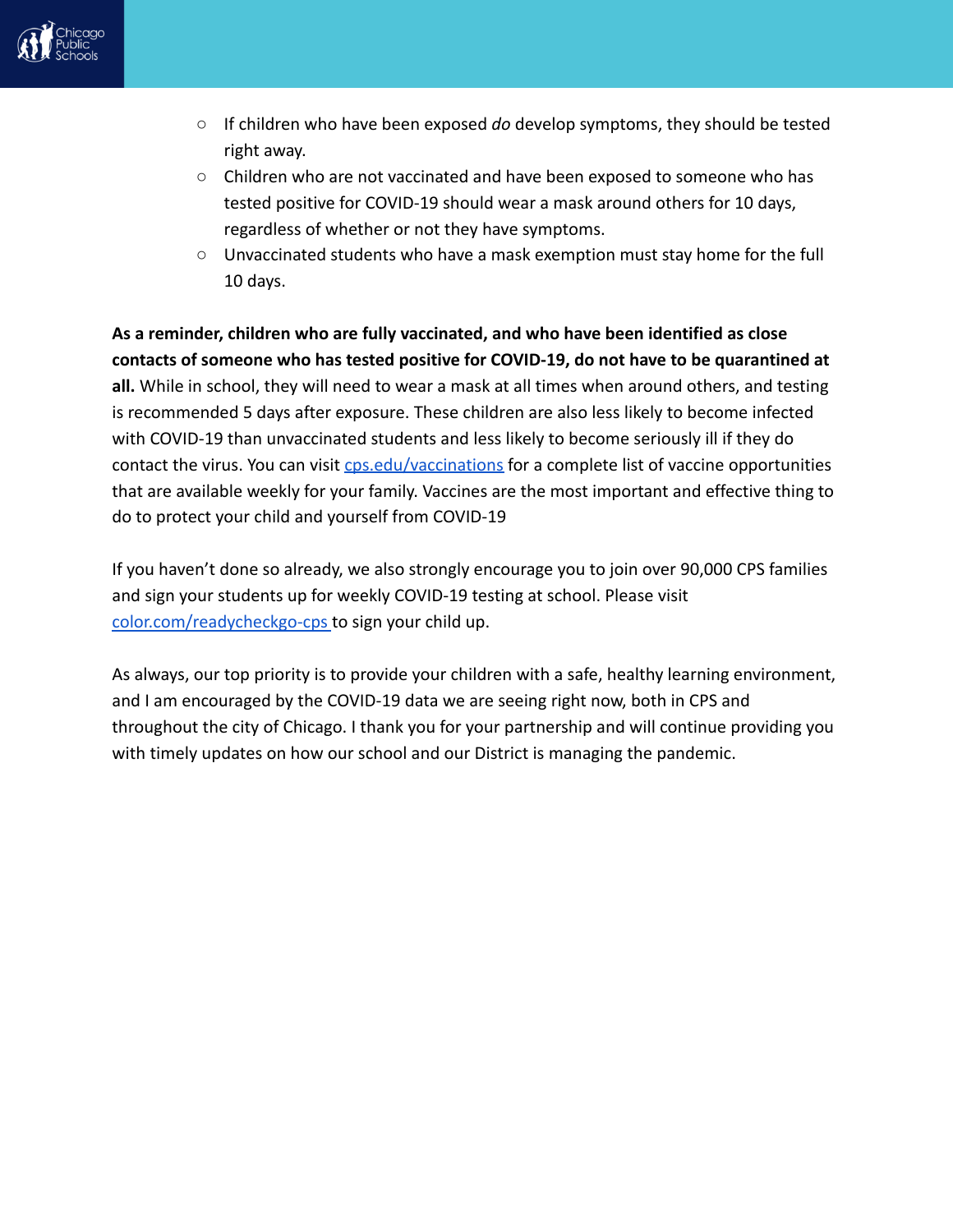- If children who have been exposed *do* develop symptoms, they should be tested right away.
  - Children who are not vaccinated and have been exposed to someone who has tested positive for COVID-19 should wear a mask around others for 10 days, regardless of whether or not they have symptoms.
  - Unvaccinated students who have a mask exemption must stay home for the full 10 days.

**As a reminder, children who are fully vaccinated, and who have been identified as close contacts of someone who has tested positive for COVID-19, do not have to be quarantined at all.** While in school, they will need to wear a mask at all times when around others, and testing is recommended 5 days after exposure. These children are also less likely to become infected with COVID-19 than unvaccinated students and less likely to become seriously ill if they do contact the virus. You can visit [cps.edu/vaccinations](cps.edu/vaccinations) for a complete list of vaccine opportunities that are available weekly for your family. Vaccines are the most important and effective thing to do to protect your child and yourself from COVID-19

If you haven't done so already, we also strongly encourage you to join over 90,000 CPS families and sign your students up for weekly COVID-19 testing at school. Please visit [color.com/readycheckgo-cps](color.com/readycheckgo-cps) to sign your child up.

As always, our top priority is to provide your children with a safe, healthy learning environment, and I am encouraged by the COVID-19 data we are seeing right now, both in CPS and throughout the city of Chicago. I thank you for your partnership and will continue providing you with timely updates on how our school and our District is managing the pandemic.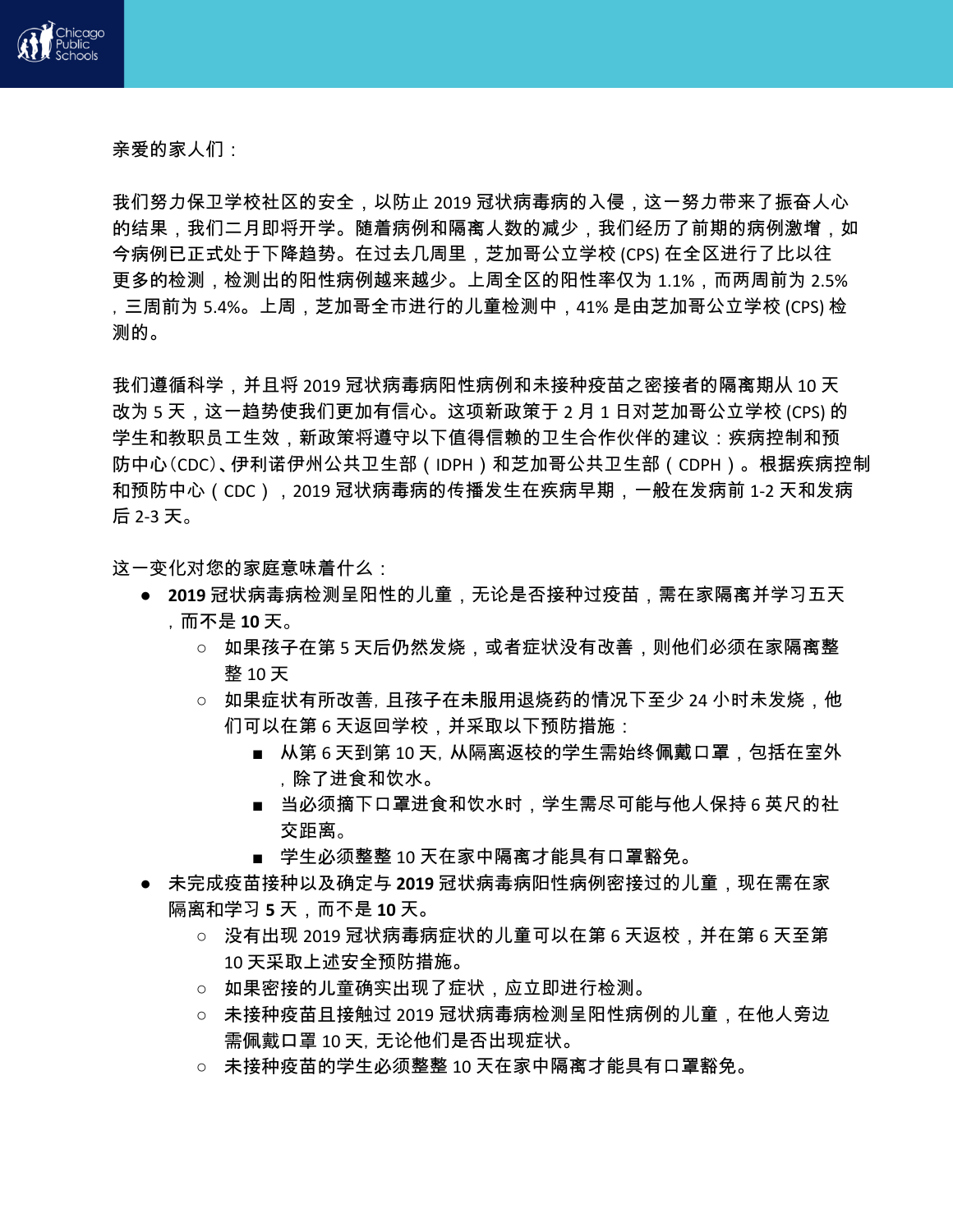亲爱的家人们：

我们努力保卫学校社区的安全，以防止 2019 冠状病毒病的入侵，这一努力带来了振奋人心的结果，我们二月即将开学。随着病例和隔离人数的减少，我们经历了前期的病例激增，如今病例已正式处于下降趋势。在过去几周里，芝加哥公立学校 (CPS) 在全区进行了比以往更多的检测，检测出的阳性病例越来越少。上周全区的阳性率仅为 1.1%，而两周前为 2.5%，三周前为 5.4%。上周，芝加哥全市进行的儿童检测中，41% 是由芝加哥公立学校 (CPS) 检测的。

我们遵循科学，并且将 2019 冠状病毒病阳性病例和未接种疫苗之密接者的隔离期从 10 天改为 5 天，这一趋势使我们更加有信心。这项新政策于 2 月 1 日对芝加哥公立学校 (CPS) 的学生和教职员工生效，新政策将遵守以下值得信赖的卫生合作伙伴的建议：疾病控制和预防中心(CDC)、伊利诺伊州公共卫生部（IDPH）和芝加哥公共卫生部（CDPH）。根据疾病控制和预防中心（CDC），2019 冠状病毒病的传播发生在疾病早期，一般在发病前 1-2 天和发病后 2-3 天。

这一变化对您的家庭意味着什么：

- **2019** 冠状病毒病检测呈阳性的儿童，无论是否接种过疫苗，需在家隔离并学习五天，而不是 **10** 天。
  - 如果孩子在第 5 天后仍然发烧，或者症状没有改善，则他们必须在家隔离整整 10 天
  - 如果症状有所改善，且孩子在未服用退烧药的情况下至少 24 小时未发烧，他们可以在第 6 天返回学校，并采取以下预防措施：
    - 从第 6 天到第 10 天，从隔离返校的学生需始终佩戴口罩，包括在室外，除了进食和饮水。
    - 当必须摘下口罩进食和饮水时，学生需尽可能与他人保持 6 英尺的社交距离。
    - 学生必须整整 10 天在家中隔离才能具有口罩豁免。
- 未完成疫苗接种以及确定与 **2019** 冠状病毒病阳性病例密接过的儿童，现在需在家隔离和学习 **5** 天，而不是 **10** 天。
  - 没有出现 2019 冠状病毒病症状的儿童可以在第 6 天返校，并在第 6 天至第 10 天采取上述安全预防措施。
  - 如果密接的儿童确实出现了症状，应立即进行检测。
  - 未接种疫苗且接触过 2019 冠状病毒病检测呈阳性病例的儿童，在他人旁边需佩戴口罩 10 天，无论他们是否出现症状。
  - 未接种疫苗的学生必须整整 10 天在家中隔离才能具有口罩豁免。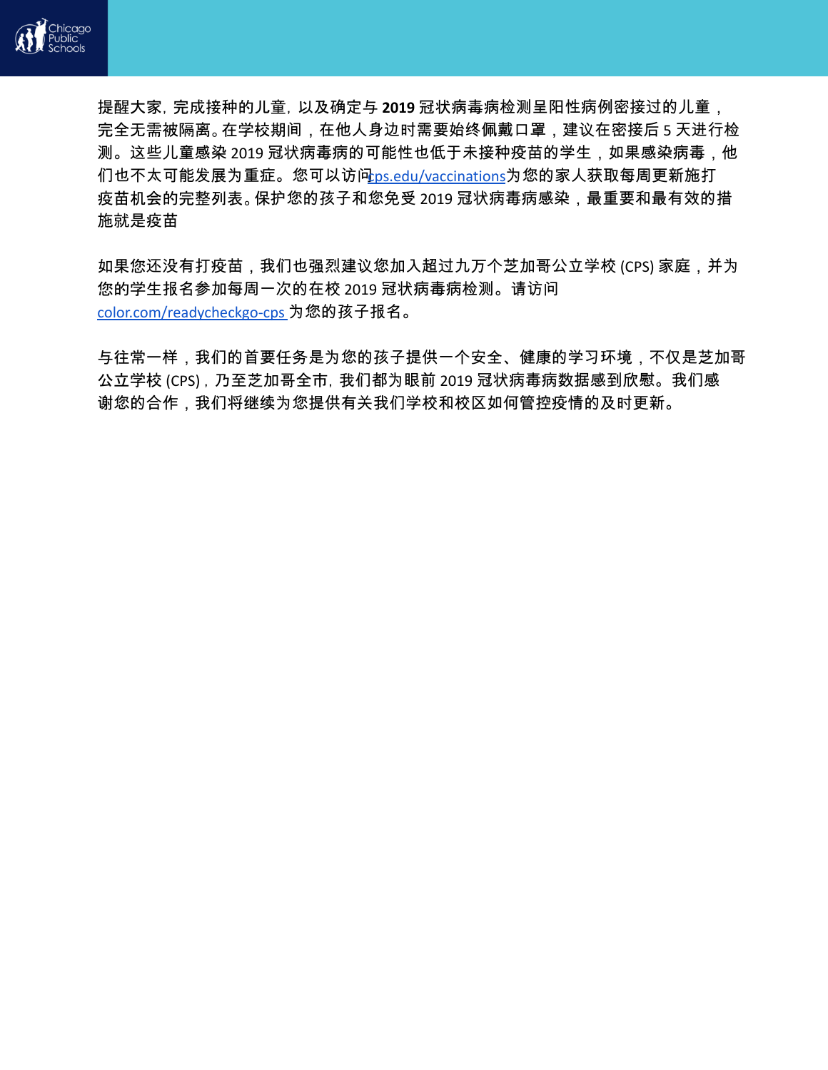提醒大家，完成接种的儿童，以及确定与 **2019** 冠状病毒病检测呈阳性病例密接过的儿童，完全无需被隔离。在学校期间，在他人身边时需要始终佩戴口罩，建议在密接后 5 天进行检测。这些儿童感染 2019 冠状病毒病的可能性也低于未接种疫苗的学生，如果感染病毒，他们也不太可能发展为重症。您可以访问cps.edu/vaccinations为您的家人获取每周更新施打疫苗机会的完整列表。保护您的孩子和您免受 2019 冠状病毒病感染，最重要和最有效的措施就是疫苗

如果您还没有打疫苗，我们也强烈建议您加入超过九万个芝加哥公立学校 (CPS) 家庭，并为您的学生报名参加每周一次的在校 2019 冠状病毒病检测。请访问 color.com/readycheckgo-cps 为您的孩子报名。

与往常一样，我们的首要任务是为您的孩子提供一个安全、健康的学习环境，不仅是芝加哥公立学校 (CPS)，乃至芝加哥全市，我们都为眼前 2019 冠状病毒病数据感到欣慰。我们感谢您的合作，我们将继续为您提供有关我们学校和校区如何管控疫情的及时更新。